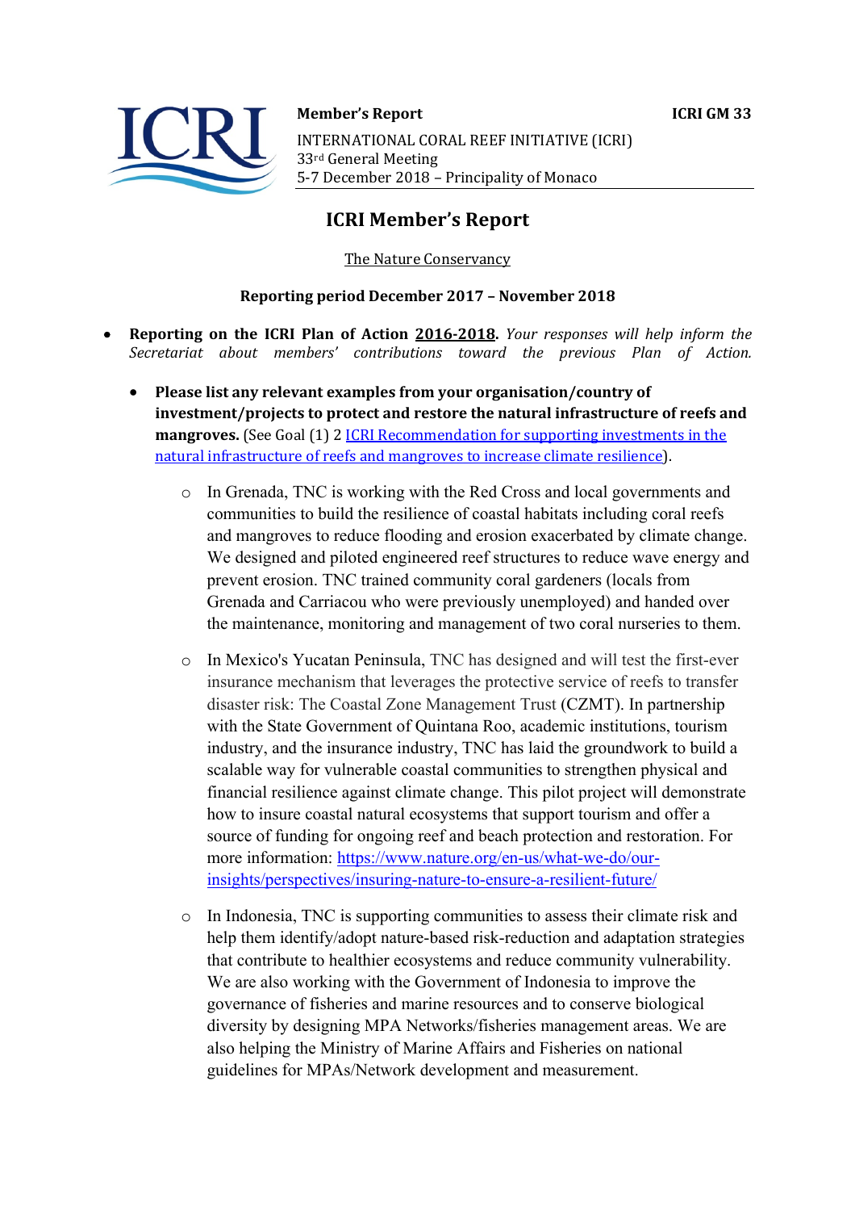**Member's Report** **ICRI GM 33**

INTERNATIONAL CORAL REEF INITIATIVE (ICRI)
33rd General Meeting
5-7 December 2018 – Principality of Monaco

# ICRI Member's Report

The Nature Conservancy

**Reporting period December 2017 – November 2018**

- **Reporting on the ICRI Plan of Action 2016-2018.** *Your responses will help inform the Secretariat about members' contributions toward the previous Plan of Action.*
  - **Please list any relevant examples from your organisation/country of investment/projects to protect and restore the natural infrastructure of reefs and mangroves.** (See Goal (1) 2 [ICRI Recommendation for supporting investments in the natural infrastructure of reefs and mangroves to increase climate resilience](#)).
    - In Grenada, TNC is working with the Red Cross and local governments and communities to build the resilience of coastal habitats including coral reefs and mangroves to reduce flooding and erosion exacerbated by climate change. We designed and piloted engineered reef structures to reduce wave energy and prevent erosion. TNC trained community coral gardeners (locals from Grenada and Carriacou who were previously unemployed) and handed over the maintenance, monitoring and management of two coral nurseries to them.
    - In Mexico's Yucatan Peninsula, TNC has designed and will test the first-ever insurance mechanism that leverages the protective service of reefs to transfer disaster risk: The Coastal Zone Management Trust (CZMT). In partnership with the State Government of Quintana Roo, academic institutions, tourism industry, and the insurance industry, TNC has laid the groundwork to build a scalable way for vulnerable coastal communities to strengthen physical and financial resilience against climate change. This pilot project will demonstrate how to insure coastal natural ecosystems that support tourism and offer a source of funding for ongoing reef and beach protection and restoration. For more information: https://www.nature.org/en-us/what-we-do/our-insights/perspectives/insuring-nature-to-ensure-a-resilient-future/
    - In Indonesia, TNC is supporting communities to assess their climate risk and help them identify/adopt nature-based risk-reduction and adaptation strategies that contribute to healthier ecosystems and reduce community vulnerability. We are also working with the Government of Indonesia to improve the governance of fisheries and marine resources and to conserve biological diversity by designing MPA Networks/fisheries management areas. We are also helping the Ministry of Marine Affairs and Fisheries on national guidelines for MPAs/Network development and measurement.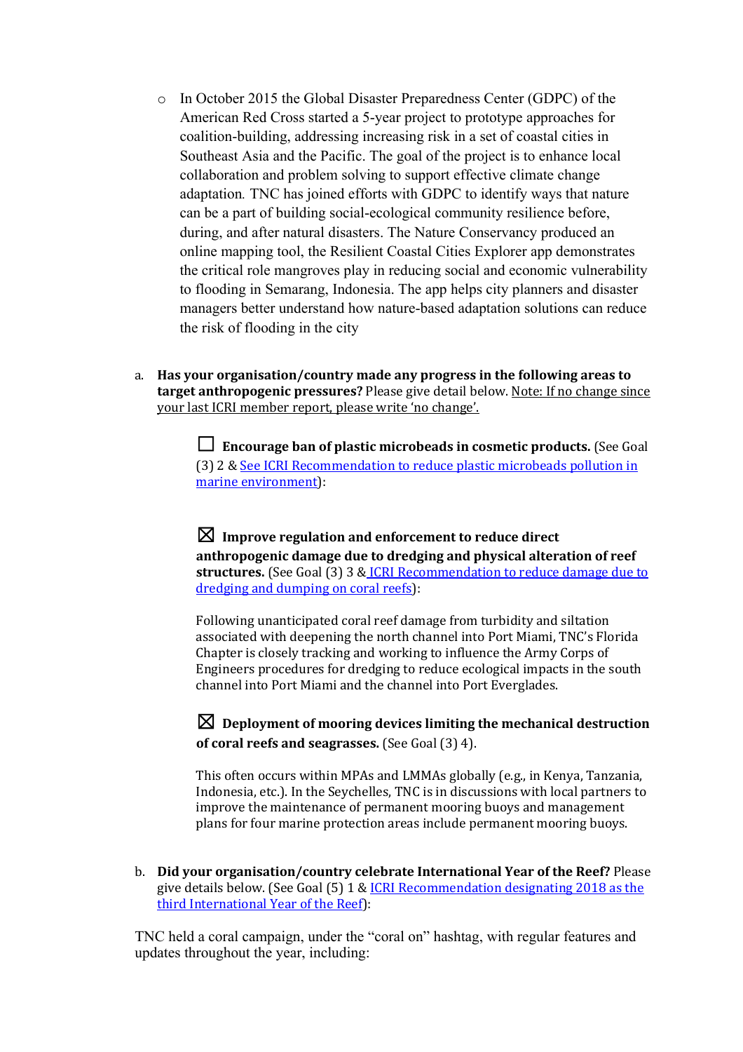- In October 2015 the Global Disaster Preparedness Center (GDPC) of the American Red Cross started a 5-year project to prototype approaches for coalition-building, addressing increasing risk in a set of coastal cities in Southeast Asia and the Pacific. The goal of the project is to enhance local collaboration and problem solving to support effective climate change adaptation. TNC has joined efforts with GDPC to identify ways that nature can be a part of building social-ecological community resilience before, during, and after natural disasters. The Nature Conservancy produced an online mapping tool, the Resilient Coastal Cities Explorer app demonstrates the critical role mangroves play in reducing social and economic vulnerability to flooding in Semarang, Indonesia. The app helps city planners and disaster managers better understand how nature-based adaptation solutions can reduce the risk of flooding in the city

a. **Has your organisation/country made any progress in the following areas to target anthropogenic pressures?** Please give detail below. Note: If no change since your last ICRI member report, please write 'no change'.

☐ **Encourage ban of plastic microbeads in cosmetic products.** (See Goal (3) 2 & See ICRI Recommendation to reduce plastic microbeads pollution in marine environment):

☒ **Improve regulation and enforcement to reduce direct anthropogenic damage due to dredging and physical alteration of reef structures.** (See Goal (3) 3 & ICRI Recommendation to reduce damage due to dredging and dumping on coral reefs):

Following unanticipated coral reef damage from turbidity and siltation associated with deepening the north channel into Port Miami, TNC's Florida Chapter is closely tracking and working to influence the Army Corps of Engineers procedures for dredging to reduce ecological impacts in the south channel into Port Miami and the channel into Port Everglades.

☒ **Deployment of mooring devices limiting the mechanical destruction of coral reefs and seagrasses.** (See Goal (3) 4).

This often occurs within MPAs and LMMAs globally (e.g., in Kenya, Tanzania, Indonesia, etc.). In the Seychelles, TNC is in discussions with local partners to improve the maintenance of permanent mooring buoys and management plans for four marine protection areas include permanent mooring buoys.

b. **Did your organisation/country celebrate International Year of the Reef?** Please give details below. (See Goal (5) 1 & ICRI Recommendation designating 2018 as the third International Year of the Reef):

TNC held a coral campaign, under the "coral on" hashtag, with regular features and updates throughout the year, including: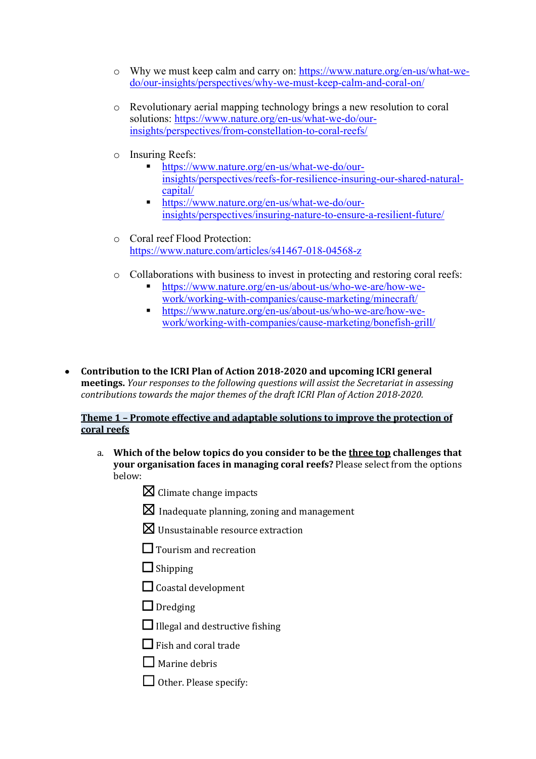- Why we must keep calm and carry on: https://www.nature.org/en-us/what-we-do/our-insights/perspectives/why-we-must-keep-calm-and-coral-on/

- Revolutionary aerial mapping technology brings a new resolution to coral solutions: https://www.nature.org/en-us/what-we-do/our-insights/perspectives/from-constellation-to-coral-reefs/

- Insuring Reefs:
  - https://www.nature.org/en-us/what-we-do/our-insights/perspectives/reefs-for-resilience-insuring-our-shared-natural-capital/
  - https://www.nature.org/en-us/what-we-do/our-insights/perspectives/insuring-nature-to-ensure-a-resilient-future/

- Coral reef Flood Protection: https://www.nature.com/articles/s41467-018-04568-z

- Collaborations with business to invest in protecting and restoring coral reefs:
  - https://www.nature.org/en-us/about-us/who-we-are/how-we-work/working-with-companies/cause-marketing/minecraft/
  - https://www.nature.org/en-us/about-us/who-we-are/how-we-work/working-with-companies/cause-marketing/bonefish-grill/

- **Contribution to the ICRI Plan of Action 2018-2020 and upcoming ICRI general meetings.** *Your responses to the following questions will assist the Secretariat in assessing contributions towards the major themes of the draft ICRI Plan of Action 2018-2020.*

**Theme 1 – Promote effective and adaptable solutions to improve the protection of coral reefs**

a. **Which of the below topics do you consider to be the three top challenges that your organisation faces in managing coral reefs?** Please select from the options below:

- ☒ Climate change impacts
- ☒ Inadequate planning, zoning and management
- ☒ Unsustainable resource extraction
- ☐ Tourism and recreation
- ☐ Shipping
- ☐ Coastal development
- ☐ Dredging
- ☐ Illegal and destructive fishing
- ☐ Fish and coral trade
- ☐ Marine debris
- ☐ Other. Please specify: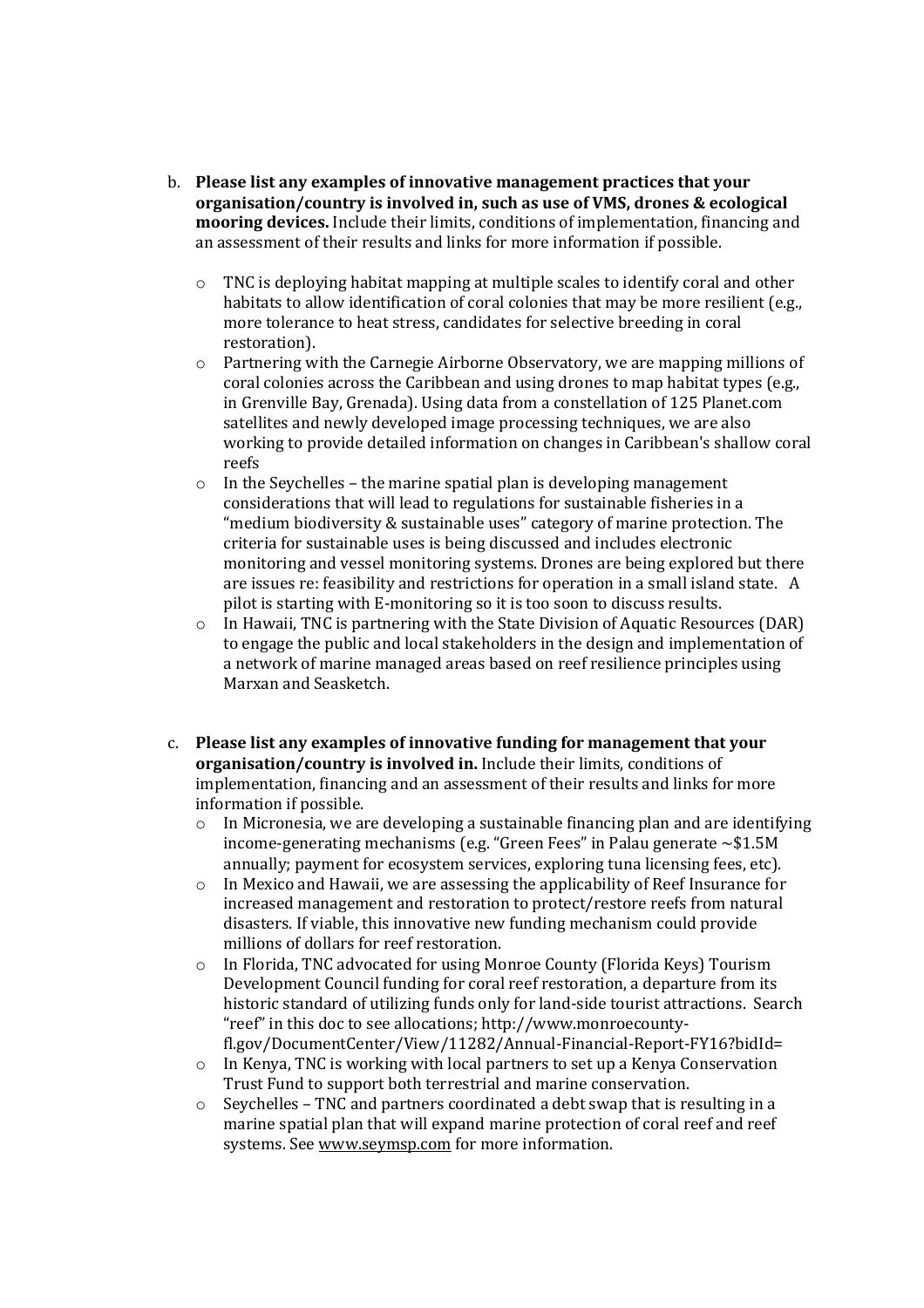b. **Please list any examples of innovative management practices that your organisation/country is involved in, such as use of VMS, drones & ecological mooring devices.** Include their limits, conditions of implementation, financing and an assessment of their results and links for more information if possible.

   - TNC is deploying habitat mapping at multiple scales to identify coral and other habitats to allow identification of coral colonies that may be more resilient (e.g., more tolerance to heat stress, candidates for selective breeding in coral restoration).
   - Partnering with the Carnegie Airborne Observatory, we are mapping millions of coral colonies across the Caribbean and using drones to map habitat types (e.g., in Grenville Bay, Grenada). Using data from a constellation of 125 Planet.com satellites and newly developed image processing techniques, we are also working to provide detailed information on changes in Caribbean's shallow coral reefs
   - In the Seychelles – the marine spatial plan is developing management considerations that will lead to regulations for sustainable fisheries in a "medium biodiversity & sustainable uses" category of marine protection. The criteria for sustainable uses is being discussed and includes electronic monitoring and vessel monitoring systems. Drones are being explored but there are issues re: feasibility and restrictions for operation in a small island state. A pilot is starting with E-monitoring so it is too soon to discuss results.
   - In Hawaii, TNC is partnering with the State Division of Aquatic Resources (DAR) to engage the public and local stakeholders in the design and implementation of a network of marine managed areas based on reef resilience principles using Marxan and Seasketch.

c. **Please list any examples of innovative funding for management that your organisation/country is involved in.** Include their limits, conditions of implementation, financing and an assessment of their results and links for more information if possible.
   - In Micronesia, we are developing a sustainable financing plan and are identifying income-generating mechanisms (e.g. "Green Fees" in Palau generate ~$1.5M annually; payment for ecosystem services, exploring tuna licensing fees, etc).
   - In Mexico and Hawaii, we are assessing the applicability of Reef Insurance for increased management and restoration to protect/restore reefs from natural disasters. If viable, this innovative new funding mechanism could provide millions of dollars for reef restoration.
   - In Florida, TNC advocated for using Monroe County (Florida Keys) Tourism Development Council funding for coral reef restoration, a departure from its historic standard of utilizing funds only for land-side tourist attractions. Search "reef" in this doc to see allocations; http://www.monroecounty-fl.gov/DocumentCenter/View/11282/Annual-Financial-Report-FY16?bidId=
   - In Kenya, TNC is working with local partners to set up a Kenya Conservation Trust Fund to support both terrestrial and marine conservation.
   - Seychelles – TNC and partners coordinated a debt swap that is resulting in a marine spatial plan that will expand marine protection of coral reef and reef systems. See www.seymsp.com for more information.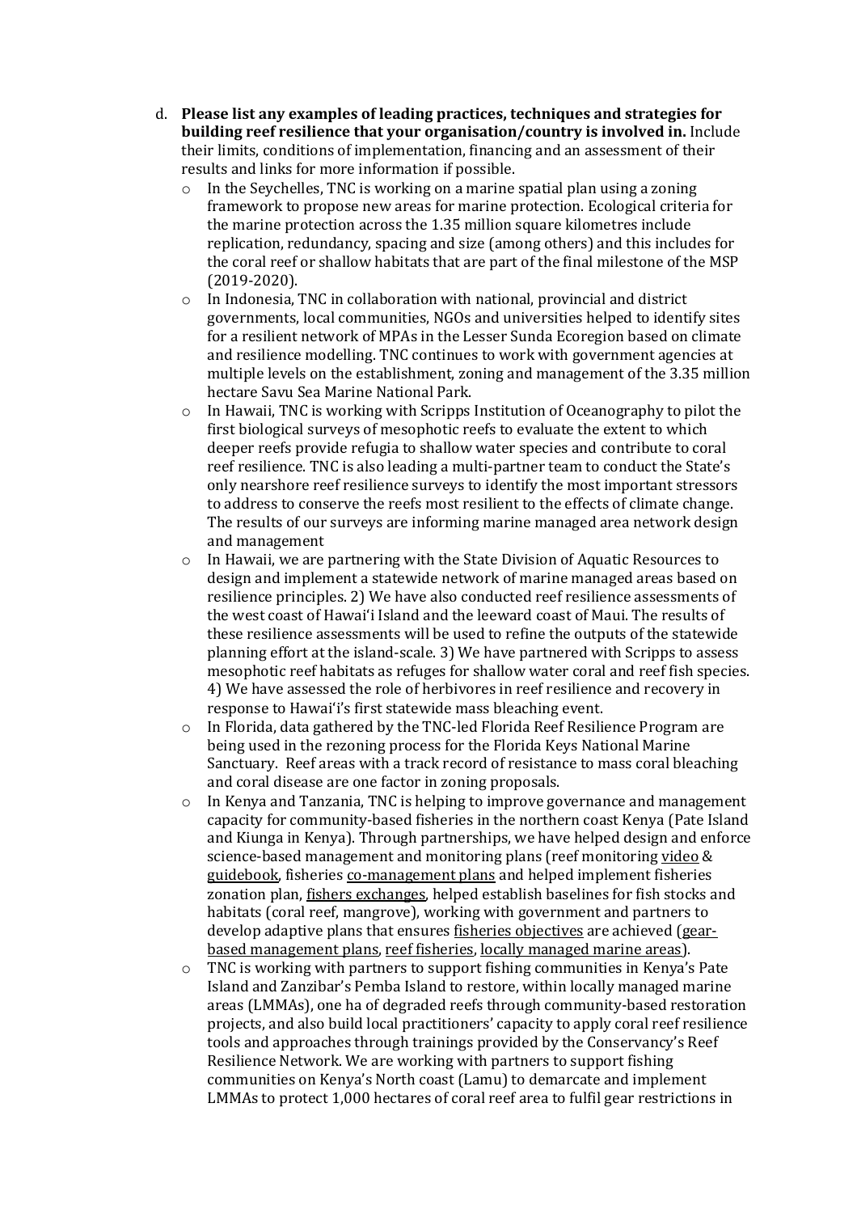d. **Please list any examples of leading practices, techniques and strategies for building reef resilience that your organisation/country is involved in.** Include their limits, conditions of implementation, financing and an assessment of their results and links for more information if possible.

- In the Seychelles, TNC is working on a marine spatial plan using a zoning framework to propose new areas for marine protection. Ecological criteria for the marine protection across the 1.35 million square kilometres include replication, redundancy, spacing and size (among others) and this includes for the coral reef or shallow habitats that are part of the final milestone of the MSP (2019-2020).
- In Indonesia, TNC in collaboration with national, provincial and district governments, local communities, NGOs and universities helped to identify sites for a resilient network of MPAs in the Lesser Sunda Ecoregion based on climate and resilience modelling. TNC continues to work with government agencies at multiple levels on the establishment, zoning and management of the 3.35 million hectare Savu Sea Marine National Park.
- In Hawaii, TNC is working with Scripps Institution of Oceanography to pilot the first biological surveys of mesophotic reefs to evaluate the extent to which deeper reefs provide refugia to shallow water species and contribute to coral reef resilience. TNC is also leading a multi-partner team to conduct the State's only nearshore reef resilience surveys to identify the most important stressors to address to conserve the reefs most resilient to the effects of climate change. The results of our surveys are informing marine managed area network design and management
- In Hawaii, we are partnering with the State Division of Aquatic Resources to design and implement a statewide network of marine managed areas based on resilience principles. 2) We have also conducted reef resilience assessments of the west coast of Hawai'i Island and the leeward coast of Maui. The results of these resilience assessments will be used to refine the outputs of the statewide planning effort at the island-scale. 3) We have partnered with Scripps to assess mesophotic reef habitats as refuges for shallow water coral and reef fish species. 4) We have assessed the role of herbivores in reef resilience and recovery in response to Hawai'i's first statewide mass bleaching event.
- In Florida, data gathered by the TNC-led Florida Reef Resilience Program are being used in the rezoning process for the Florida Keys National Marine Sanctuary. Reef areas with a track record of resistance to mass coral bleaching and coral disease are one factor in zoning proposals.
- In Kenya and Tanzania, TNC is helping to improve governance and management capacity for community-based fisheries in the northern coast Kenya (Pate Island and Kiunga in Kenya). Through partnerships, we have helped design and enforce science-based management and monitoring plans (reef monitoring video & guidebook, fisheries co-management plans and helped implement fisheries zonation plan, fishers exchanges, helped establish baselines for fish stocks and habitats (coral reef, mangrove), working with government and partners to develop adaptive plans that ensures fisheries objectives are achieved (gear-based management plans, reef fisheries, locally managed marine areas).
- TNC is working with partners to support fishing communities in Kenya's Pate Island and Zanzibar's Pemba Island to restore, within locally managed marine areas (LMMAs), one ha of degraded reefs through community-based restoration projects, and also build local practitioners' capacity to apply coral reef resilience tools and approaches through trainings provided by the Conservancy's Reef Resilience Network. We are working with partners to support fishing communities on Kenya's North coast (Lamu) to demarcate and implement LMMAs to protect 1,000 hectares of coral reef area to fulfil gear restrictions in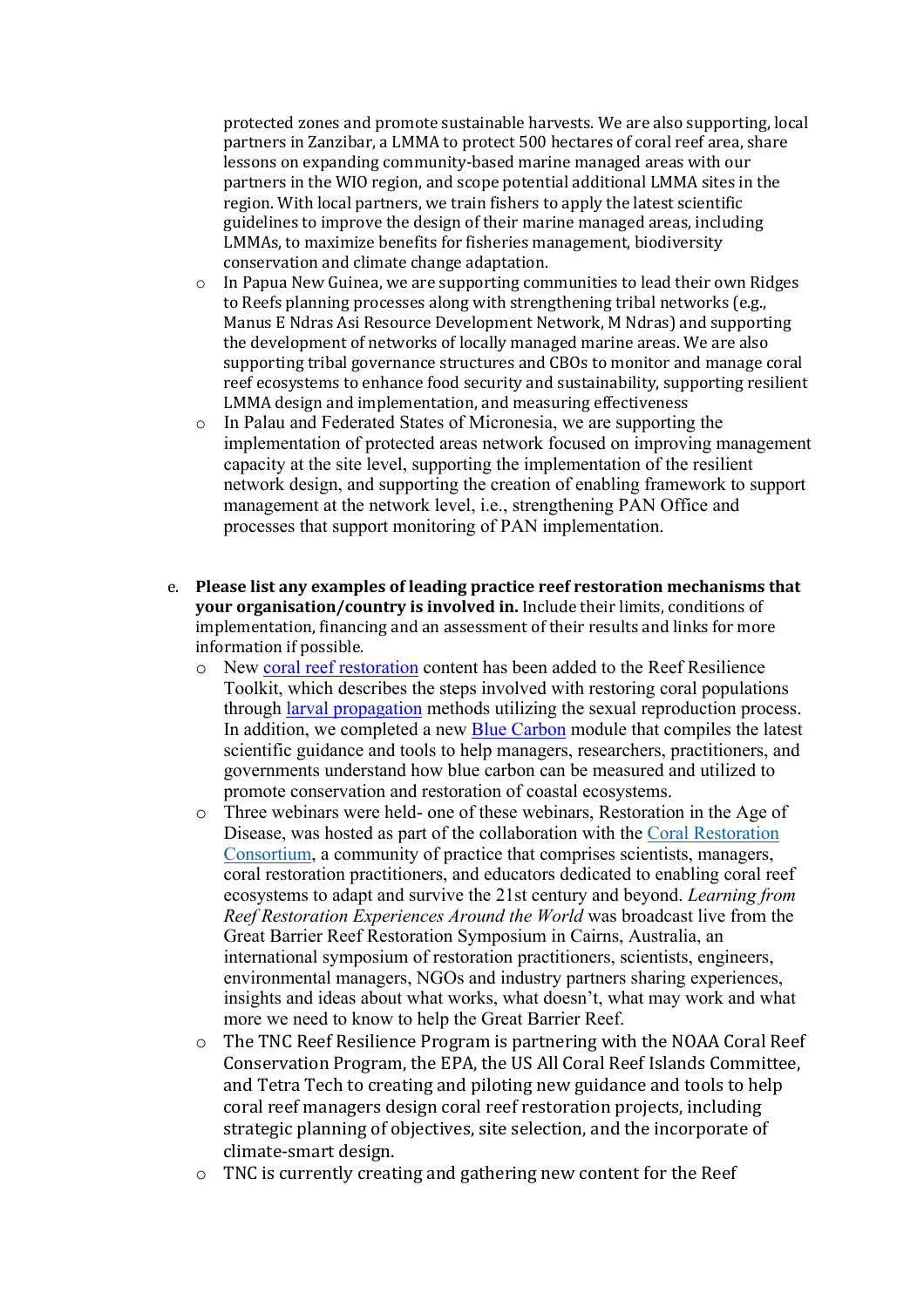protected zones and promote sustainable harvests. We are also supporting, local partners in Zanzibar, a LMMA to protect 500 hectares of coral reef area, share lessons on expanding community-based marine managed areas with our partners in the WIO region, and scope potential additional LMMA sites in the region. With local partners, we train fishers to apply the latest scientific guidelines to improve the design of their marine managed areas, including LMMAs, to maximize benefits for fisheries management, biodiversity conservation and climate change adaptation.

- In Papua New Guinea, we are supporting communities to lead their own Ridges to Reefs planning processes along with strengthening tribal networks (e.g., Manus E Ndras Asi Resource Development Network, M Ndras) and supporting the development of networks of locally managed marine areas. We are also supporting tribal governance structures and CBOs to monitor and manage coral reef ecosystems to enhance food security and sustainability, supporting resilient LMMA design and implementation, and measuring effectiveness
- In Palau and Federated States of Micronesia, we are supporting the implementation of protected areas network focused on improving management capacity at the site level, supporting the implementation of the resilient network design, and supporting the creation of enabling framework to support management at the network level, i.e., strengthening PAN Office and processes that support monitoring of PAN implementation.

e. **Please list any examples of leading practice reef restoration mechanisms that your organisation/country is involved in.** Include their limits, conditions of implementation, financing and an assessment of their results and links for more information if possible.

- New coral reef restoration content has been added to the Reef Resilience Toolkit, which describes the steps involved with restoring coral populations through larval propagation methods utilizing the sexual reproduction process. In addition, we completed a new Blue Carbon module that compiles the latest scientific guidance and tools to help managers, researchers, practitioners, and governments understand how blue carbon can be measured and utilized to promote conservation and restoration of coastal ecosystems.
- Three webinars were held- one of these webinars, Restoration in the Age of Disease, was hosted as part of the collaboration with the Coral Restoration Consortium, a community of practice that comprises scientists, managers, coral restoration practitioners, and educators dedicated to enabling coral reef ecosystems to adapt and survive the 21st century and beyond. *Learning from Reef Restoration Experiences Around the World* was broadcast live from the Great Barrier Reef Restoration Symposium in Cairns, Australia, an international symposium of restoration practitioners, scientists, engineers, environmental managers, NGOs and industry partners sharing experiences, insights and ideas about what works, what doesn't, what may work and what more we need to know to help the Great Barrier Reef.
- The TNC Reef Resilience Program is partnering with the NOAA Coral Reef Conservation Program, the EPA, the US All Coral Reef Islands Committee, and Tetra Tech to creating and piloting new guidance and tools to help coral reef managers design coral reef restoration projects, including strategic planning of objectives, site selection, and the incorporate of climate-smart design.
- TNC is currently creating and gathering new content for the Reef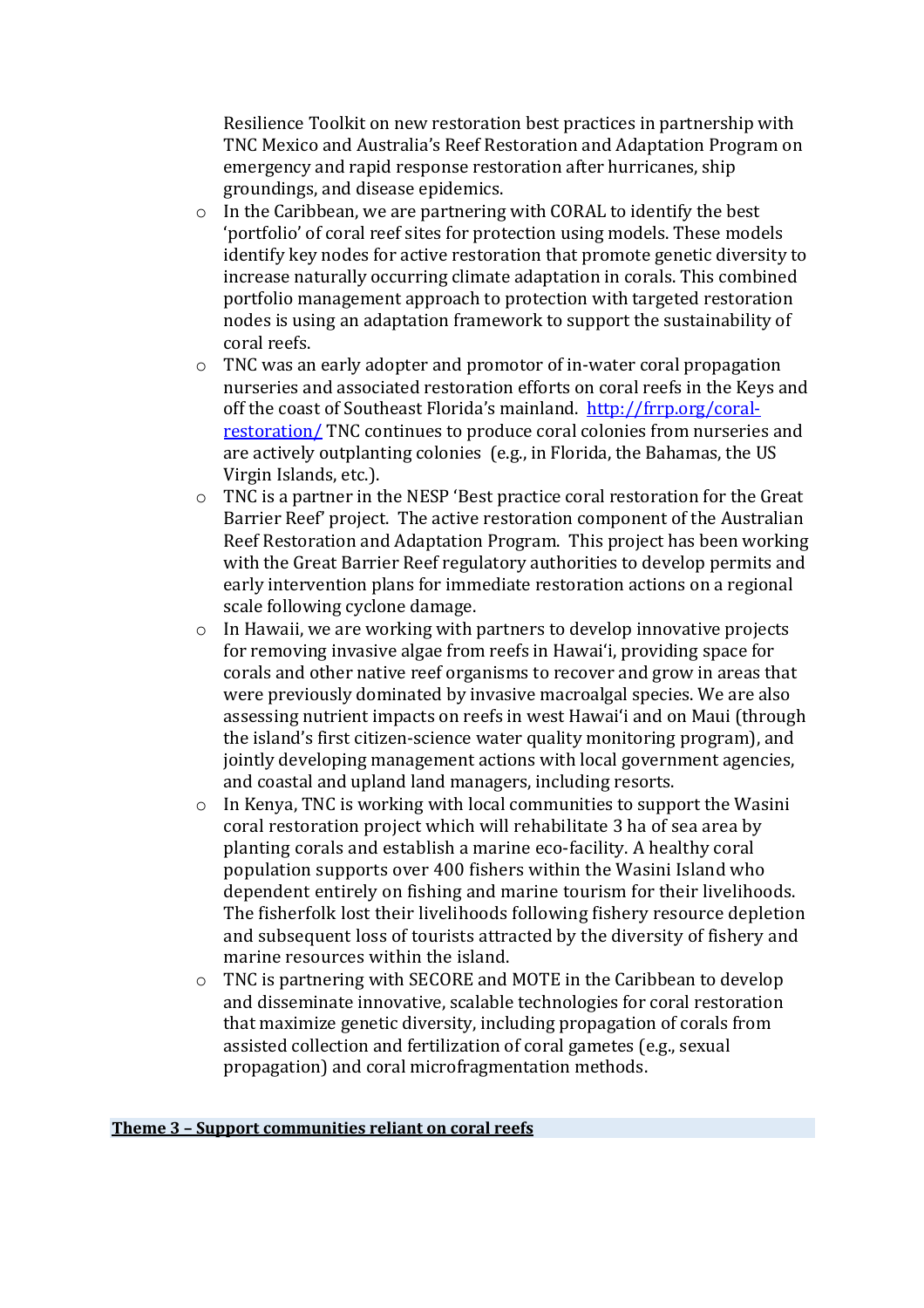Resilience Toolkit on new restoration best practices in partnership with TNC Mexico and Australia's Reef Restoration and Adaptation Program on emergency and rapid response restoration after hurricanes, ship groundings, and disease epidemics.

- In the Caribbean, we are partnering with CORAL to identify the best 'portfolio' of coral reef sites for protection using models. These models identify key nodes for active restoration that promote genetic diversity to increase naturally occurring climate adaptation in corals. This combined portfolio management approach to protection with targeted restoration nodes is using an adaptation framework to support the sustainability of coral reefs.
- TNC was an early adopter and promotor of in-water coral propagation nurseries and associated restoration efforts on coral reefs in the Keys and off the coast of Southeast Florida's mainland. [http://frrp.org/coral-restoration/](http://frrp.org/coral-restoration/) TNC continues to produce coral colonies from nurseries and are actively outplanting colonies (e.g., in Florida, the Bahamas, the US Virgin Islands, etc.).
- TNC is a partner in the NESP 'Best practice coral restoration for the Great Barrier Reef' project. The active restoration component of the Australian Reef Restoration and Adaptation Program. This project has been working with the Great Barrier Reef regulatory authorities to develop permits and early intervention plans for immediate restoration actions on a regional scale following cyclone damage.
- In Hawaii, we are working with partners to develop innovative projects for removing invasive algae from reefs in Hawai'i, providing space for corals and other native reef organisms to recover and grow in areas that were previously dominated by invasive macroalgal species. We are also assessing nutrient impacts on reefs in west Hawai'i and on Maui (through the island's first citizen-science water quality monitoring program), and jointly developing management actions with local government agencies, and coastal and upland land managers, including resorts.
- In Kenya, TNC is working with local communities to support the Wasini coral restoration project which will rehabilitate 3 ha of sea area by planting corals and establish a marine eco-facility. A healthy coral population supports over 400 fishers within the Wasini Island who dependent entirely on fishing and marine tourism for their livelihoods. The fisherfolk lost their livelihoods following fishery resource depletion and subsequent loss of tourists attracted by the diversity of fishery and marine resources within the island.
- TNC is partnering with SECORE and MOTE in the Caribbean to develop and disseminate innovative, scalable technologies for coral restoration that maximize genetic diversity, including propagation of corals from assisted collection and fertilization of coral gametes (e.g., sexual propagation) and coral microfragmentation methods.

**Theme 3 – Support communities reliant on coral reefs**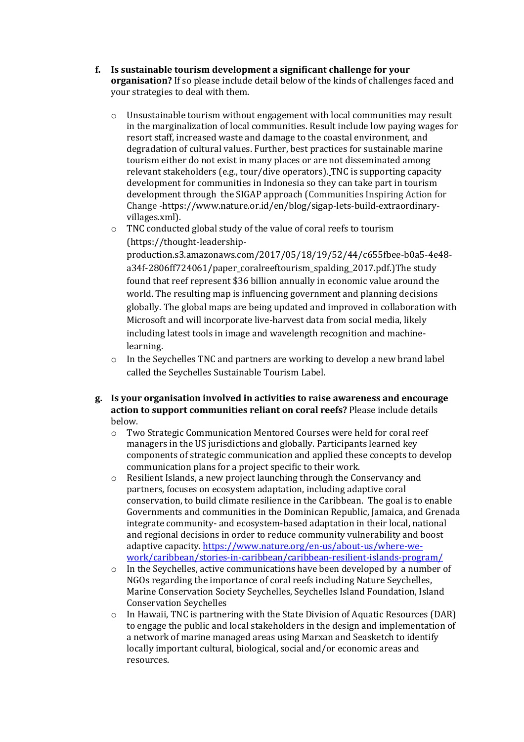f. **Is sustainable tourism development a significant challenge for your organisation?** If so please include detail below of the kinds of challenges faced and your strategies to deal with them.

   - Unsustainable tourism without engagement with local communities may result in the marginalization of local communities. Result include low paying wages for resort staff, increased waste and damage to the coastal environment, and degradation of cultural values. Further, best practices for sustainable marine tourism either do not exist in many places or are not disseminated among relevant stakeholders (e.g., tour/dive operators). TNC is supporting capacity development for communities in Indonesia so they can take part in tourism development through the SIGAP approach (Communities Inspiring Action for Change -https://www.nature.or.id/en/blog/sigap-lets-build-extraordinary-villages.xml).
   - TNC conducted global study of the value of coral reefs to tourism (https://thought-leadership-production.s3.amazonaws.com/2017/05/18/19/52/44/c655fbee-b0a5-4e48-a34f-2806ff724061/paper_coralreeftourism_spalding_2017.pdf.)The study found that reef represent $36 billion annually in economic value around the world. The resulting map is influencing government and planning decisions globally. The global maps are being updated and improved in collaboration with Microsoft and will incorporate live-harvest data from social media, likely including latest tools in image and wavelength recognition and machine-learning.
   - In the Seychelles TNC and partners are working to develop a new brand label called the Seychelles Sustainable Tourism Label.

g. **Is your organisation involved in activities to raise awareness and encourage action to support communities reliant on coral reefs?** Please include details below.

   - Two Strategic Communication Mentored Courses were held for coral reef managers in the US jurisdictions and globally. Participants learned key components of strategic communication and applied these concepts to develop communication plans for a project specific to their work.
   - Resilient Islands, a new project launching through the Conservancy and partners, focuses on ecosystem adaptation, including adaptive coral conservation, to build climate resilience in the Caribbean. The goal is to enable Governments and communities in the Dominican Republic, Jamaica, and Grenada integrate community- and ecosystem-based adaptation in their local, national and regional decisions in order to reduce community vulnerability and boost adaptive capacity. https://www.nature.org/en-us/about-us/where-we-work/caribbean/stories-in-caribbean/caribbean-resilient-islands-program/
   - In the Seychelles, active communications have been developed by a number of NGOs regarding the importance of coral reefs including Nature Seychelles, Marine Conservation Society Seychelles, Seychelles Island Foundation, Island Conservation Seychelles
   - In Hawaii, TNC is partnering with the State Division of Aquatic Resources (DAR) to engage the public and local stakeholders in the design and implementation of a network of marine managed areas using Marxan and Seasketch to identify locally important cultural, biological, social and/or economic areas and resources.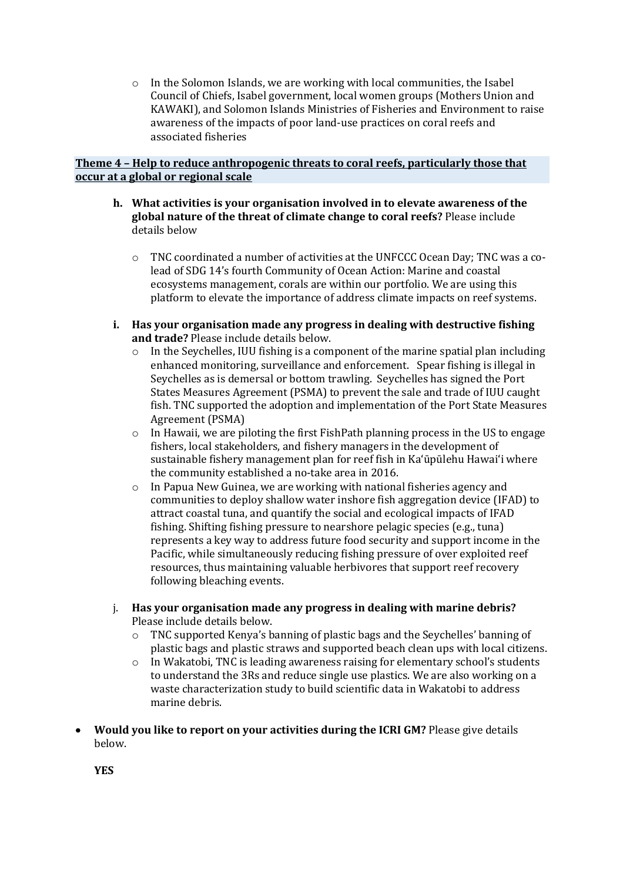- In the Solomon Islands, we are working with local communities, the Isabel Council of Chiefs, Isabel government, local women groups (Mothers Union and KAWAKI), and Solomon Islands Ministries of Fisheries and Environment to raise awareness of the impacts of poor land-use practices on coral reefs and associated fisheries

**Theme 4 – Help to reduce anthropogenic threats to coral reefs, particularly those that occur at a global or regional scale**

h. **What activities is your organisation involved in to elevate awareness of the global nature of the threat of climate change to coral reefs?** Please include details below

   - TNC coordinated a number of activities at the UNFCCC Ocean Day; TNC was a co-lead of SDG 14's fourth Community of Ocean Action: Marine and coastal ecosystems management, corals are within our portfolio. We are using this platform to elevate the importance of address climate impacts on reef systems.

i. **Has your organisation made any progress in dealing with destructive fishing and trade?** Please include details below.
   - In the Seychelles, IUU fishing is a component of the marine spatial plan including enhanced monitoring, surveillance and enforcement. Spear fishing is illegal in Seychelles as is demersal or bottom trawling. Seychelles has signed the Port States Measures Agreement (PSMA) to prevent the sale and trade of IUU caught fish. TNC supported the adoption and implementation of the Port State Measures Agreement (PSMA)
   - In Hawaii, we are piloting the first FishPath planning process in the US to engage fishers, local stakeholders, and fishery managers in the development of sustainable fishery management plan for reef fish in Ka'ūpūlehu Hawai'i where the community established a no-take area in 2016.
   - In Papua New Guinea, we are working with national fisheries agency and communities to deploy shallow water inshore fish aggregation device (IFAD) to attract coastal tuna, and quantify the social and ecological impacts of IFAD fishing. Shifting fishing pressure to nearshore pelagic species (e.g., tuna) represents a key way to address future food security and support income in the Pacific, while simultaneously reducing fishing pressure of over exploited reef resources, thus maintaining valuable herbivores that support reef recovery following bleaching events.

j. **Has your organisation made any progress in dealing with marine debris?** Please include details below.
   - TNC supported Kenya's banning of plastic bags and the Seychelles' banning of plastic bags and plastic straws and supported beach clean ups with local citizens.
   - In Wakatobi, TNC is leading awareness raising for elementary school's students to understand the 3Rs and reduce single use plastics. We are also working on a waste characterization study to build scientific data in Wakatobi to address marine debris.

- **Would you like to report on your activities during the ICRI GM?** Please give details below.

  **YES**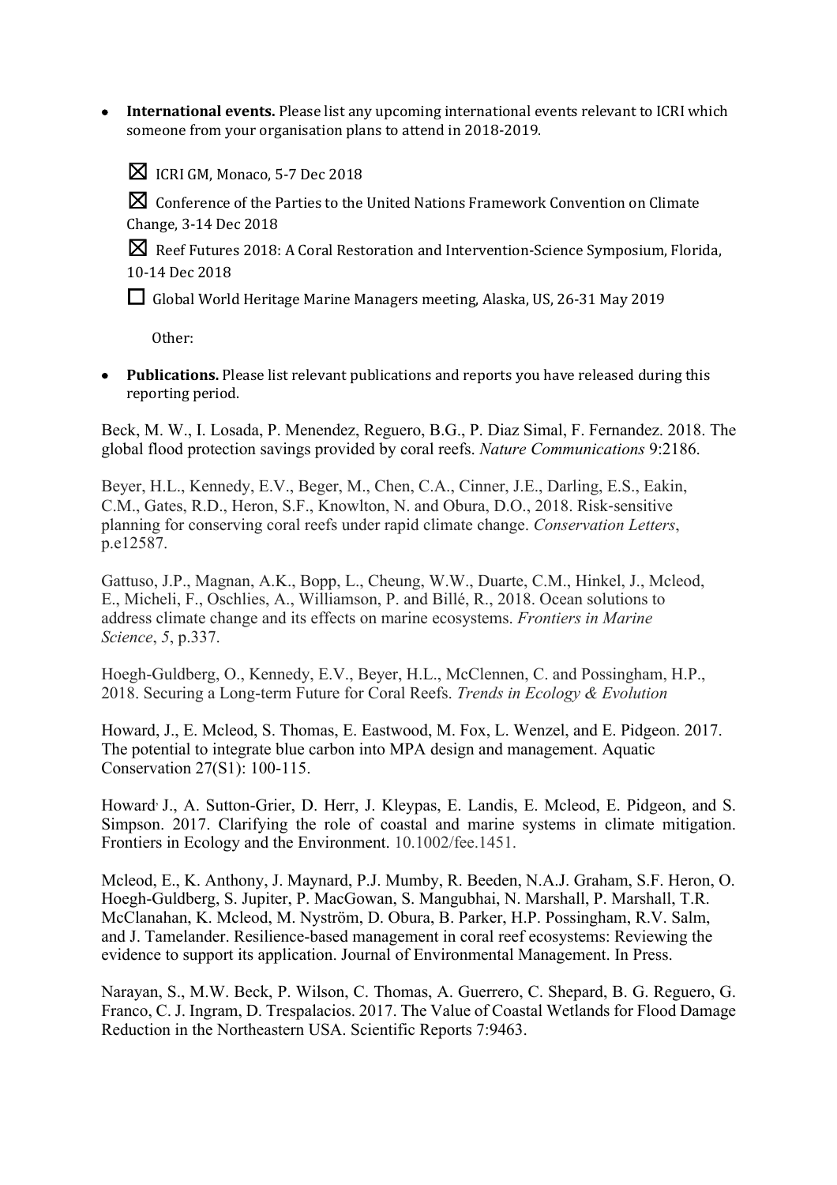- **International events.** Please list any upcoming international events relevant to ICRI which someone from your organisation plans to attend in 2018-2019.

  ☒ ICRI GM, Monaco, 5-7 Dec 2018

  ☒ Conference of the Parties to the United Nations Framework Convention on Climate Change, 3-14 Dec 2018

  ☒ Reef Futures 2018: A Coral Restoration and Intervention-Science Symposium, Florida, 10-14 Dec 2018

  ☐ Global World Heritage Marine Managers meeting, Alaska, US, 26-31 May 2019

  Other:

- **Publications.** Please list relevant publications and reports you have released during this reporting period.

Beck, M. W., I. Losada, P. Menendez, Reguero, B.G., P. Diaz Simal, F. Fernandez. 2018. The global flood protection savings provided by coral reefs. *Nature Communications* 9:2186.

Beyer, H.L., Kennedy, E.V., Beger, M., Chen, C.A., Cinner, J.E., Darling, E.S., Eakin, C.M., Gates, R.D., Heron, S.F., Knowlton, N. and Obura, D.O., 2018. Risk-sensitive planning for conserving coral reefs under rapid climate change. *Conservation Letters*, p.e12587.

Gattuso, J.P., Magnan, A.K., Bopp, L., Cheung, W.W., Duarte, C.M., Hinkel, J., Mcleod, E., Micheli, F., Oschlies, A., Williamson, P. and Billé, R., 2018. Ocean solutions to address climate change and its effects on marine ecosystems. *Frontiers in Marine Science*, *5*, p.337.

Hoegh-Guldberg, O., Kennedy, E.V., Beyer, H.L., McClennen, C. and Possingham, H.P., 2018. Securing a Long-term Future for Coral Reefs. *Trends in Ecology & Evolution*

Howard, J., E. Mcleod, S. Thomas, E. Eastwood, M. Fox, L. Wenzel, and E. Pidgeon. 2017. The potential to integrate blue carbon into MPA design and management. Aquatic Conservation 27(S1): 100-115.

Howard, J., A. Sutton-Grier, D. Herr, J. Kleypas, E. Landis, E. Mcleod, E. Pidgeon, and S. Simpson. 2017. Clarifying the role of coastal and marine systems in climate mitigation. Frontiers in Ecology and the Environment. 10.1002/fee.1451.

Mcleod, E., K. Anthony, J. Maynard, P.J. Mumby, R. Beeden, N.A.J. Graham, S.F. Heron, O. Hoegh-Guldberg, S. Jupiter, P. MacGowan, S. Mangubhai, N. Marshall, P. Marshall, T.R. McClanahan, K. Mcleod, M. Nyström, D. Obura, B. Parker, H.P. Possingham, R.V. Salm, and J. Tamelander. Resilience-based management in coral reef ecosystems: Reviewing the evidence to support its application. Journal of Environmental Management. In Press.

Narayan, S., M.W. Beck, P. Wilson, C. Thomas, A. Guerrero, C. Shepard, B. G. Reguero, G. Franco, C. J. Ingram, D. Trespalacios. 2017. The Value of Coastal Wetlands for Flood Damage Reduction in the Northeastern USA. Scientific Reports 7:9463.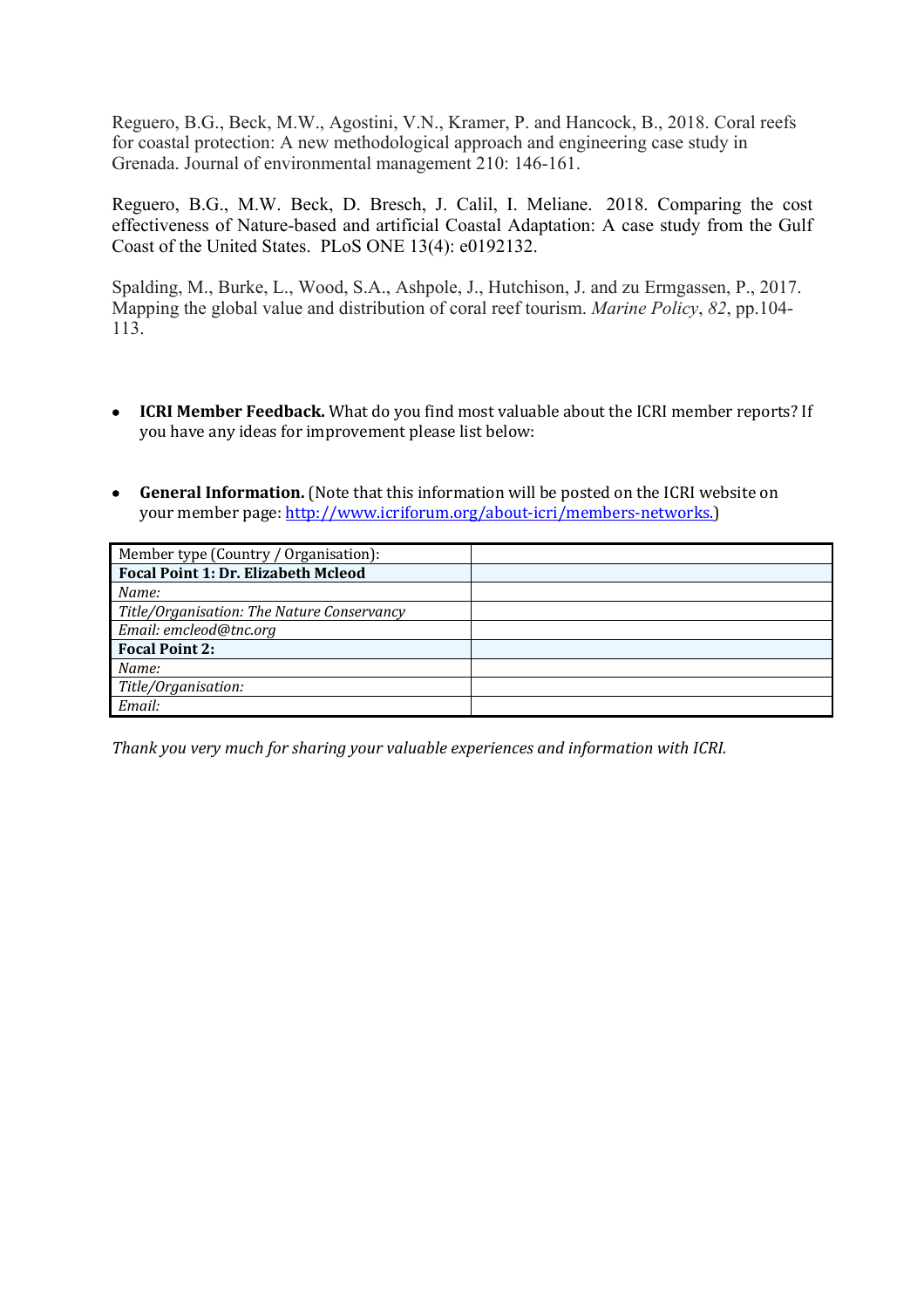Reguero, B.G., Beck, M.W., Agostini, V.N., Kramer, P. and Hancock, B., 2018. Coral reefs for coastal protection: A new methodological approach and engineering case study in Grenada. Journal of environmental management 210: 146-161.

Reguero, B.G., M.W. Beck, D. Bresch, J. Calil, I. Meliane. 2018. Comparing the cost effectiveness of Nature-based and artificial Coastal Adaptation: A case study from the Gulf Coast of the United States. PLoS ONE 13(4): e0192132.

Spalding, M., Burke, L., Wood, S.A., Ashpole, J., Hutchison, J. and zu Ermgassen, P., 2017. Mapping the global value and distribution of coral reef tourism. *Marine Policy*, *82*, pp.104-113.

- **ICRI Member Feedback.** What do you find most valuable about the ICRI member reports? If you have any ideas for improvement please list below:

- **General Information.** (Note that this information will be posted on the ICRI website on your member page: http://www.icriforum.org/about-icri/members-networks.)

| | |
|---|---|
| Member type (Country / Organisation): | |
| **Focal Point 1: Dr. Elizabeth Mcleod** | |
| *Name:* | |
| *Title/Organisation: The Nature Conservancy* | |
| *Email: emcleod@tnc.org* | |
| **Focal Point 2:** | |
| *Name:* | |
| *Title/Organisation:* | |
| *Email:* | |

*Thank you very much for sharing your valuable experiences and information with ICRI.*